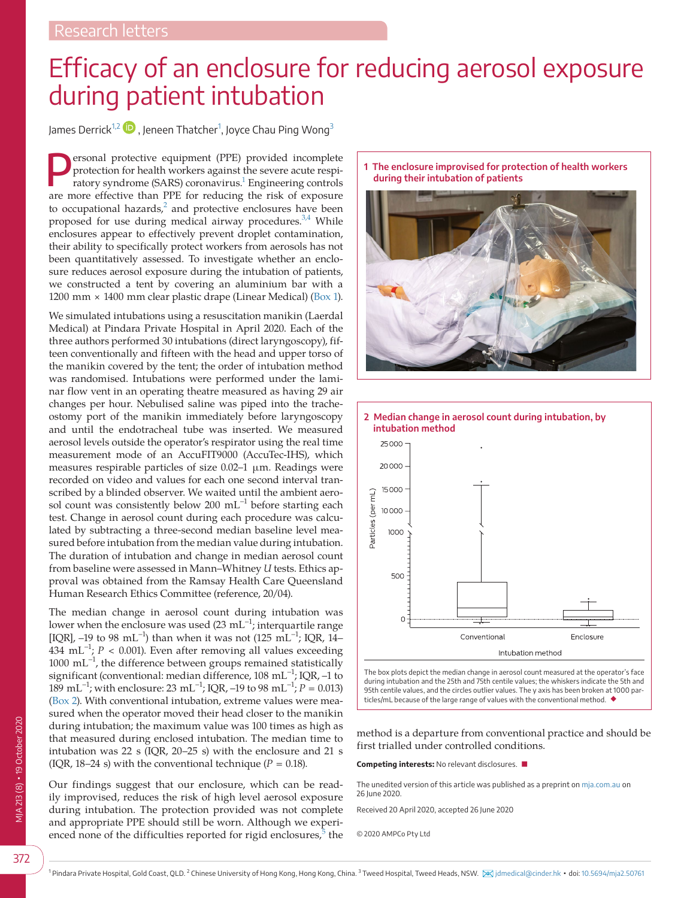Research letters

# Efficacy of an enclosure for reducing aerosol exposure during patient intubation

James Derrick[1,2], Jeneen Thatcher[1], Joyce Chau Ping Wong[3]

Personal protective equipment (PPE) provided incomplete protection for health workers against the severe acute respiratory syndrome (SARS) coronavirus.[1] Engineering controls are more effective than PPE for reducing the risk of exposure to occupational hazards,[2] and protective enclosures have been proposed for use during medical airway procedures.[3,4] While enclosures appear to effectively prevent droplet contamination, their ability to specifically protect workers from aerosols has not been quantitatively assessed. To investigate whether an enclosure reduces aerosol exposure during the intubation of patients, we constructed a tent by covering an aluminium bar with a 1200 mm × 1400 mm clear plastic drape (Linear Medical) (Box 1).

We simulated intubations using a resuscitation manikin (Laerdal Medical) at Pindara Private Hospital in April 2020. Each of the three authors performed 30 intubations (direct laryngoscopy), fifteen conventionally and fifteen with the head and upper torso of the manikin covered by the tent; the order of intubation method was randomised. Intubations were performed under the laminar flow vent in an operating theatre measured as having 29 air changes per hour. Nebulised saline was piped into the tracheostomy port of the manikin immediately before laryngoscopy and until the endotracheal tube was inserted. We measured aerosol levels outside the operator's respirator using the real time measurement mode of an AccuFIT9000 (AccuTec-IHS), which measures respirable particles of size 0.02–1 µm. Readings were recorded on video and values for each one second interval transcribed by a blinded observer. We waited until the ambient aerosol count was consistently below 200 $mL^{-1}$ before starting each test. Change in aerosol count during each procedure was calculated by subtracting a three-second median baseline level measured before intubation from the median value during intubation. The duration of intubation and change in median aerosol count from baseline were assessed in Mann–Whitney *U* tests. Ethics approval was obtained from the Ramsay Health Care Queensland Human Research Ethics Committee (reference, 20/04).

The median change in aerosol count during intubation was lower when the enclosure was used (23 $mL^{-1}$; interquartile range [IQR], –19 to 98 $mL^{-1}$) than when it was not (125 $mL^{-1}$; IQR, 14–434 $mL^{-1}$; $P < 0.001$). Even after removing all values exceeding 1000 $mL^{-1}$, the difference between groups remained statistically significant (conventional: median difference, 108 $mL^{-1}$; IQR, –1 to 189 $mL^{-1}$; with enclosure: 23 $mL^{-1}$; IQR, –19 to 98 $mL^{-1}$; $P = 0.013$) (Box 2). With conventional intubation, extreme values were measured when the operator moved their head closer to the manikin during intubation; the maximum value was 100 times as high as that measured during enclosed intubation. The median time to intubation was 22 s (IQR, 20–25 s) with the enclosure and 21 s (IQR, 18–24 s) with the conventional technique ($P = 0.18$).

Our findings suggest that our enclosure, which can be readily improvised, reduces the risk of high level aerosol exposure during intubation. The protection provided was not complete and appropriate PPE should still be worn. Although we experienced none of the difficulties reported for rigid enclosures,[5] the method is a departure from conventional practice and should be first trialled under controlled conditions.

**1 The enclosure improvised for protection of health workers during their intubation of patients**

**2 Median change in aerosol count during intubation, by intubation method**

The box plots depict the median change in aerosol count measured at the operator's face during intubation and the 25th and 75th centile values; the whiskers indicate the 5th and 95th centile values, and the circles outlier values. The y axis has been broken at 1000 particles/mL because of the large range of values with the conventional method. ◆

**Competing interests:** No relevant disclosures. ■

The unedited version of this article was published as a preprint on mja.com.au on 26 June 2020.

Received 20 April 2020, accepted 26 June 2020

© 2020 AMPCo Pty Ltd

[1] Pindara Private Hospital, Gold Coast, QLD. [2] Chinese University of Hong Kong, Hong Kong, China. [3] Tweed Hospital, Tweed Heads, NSW. jdmedical@cinder.hk • doi: 10.5694/mja2.50761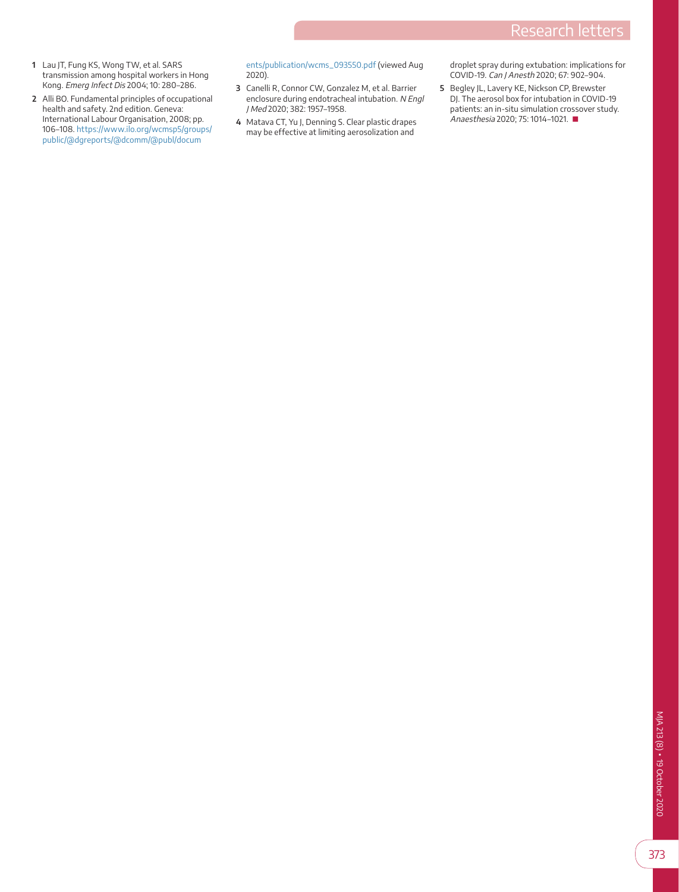1 Lau JT, Fung KS, Wong TW, et al. SARS transmission among hospital workers in Hong Kong. *Emerg Infect Dis* 2004; 10: 280–286.

2 Alli BO. Fundamental principles of occupational health and safety. 2nd edition. Geneva: International Labour Organisation, 2008; pp. 106–108. https://www.ilo.org/wcmsp5/groups/public/@dgreports/@dcomm/@publ/documents/publication/wcms_093550.pdf (viewed Aug 2020).

3 Canelli R, Connor CW, Gonzalez M, et al. Barrier enclosure during endotracheal intubation. *N Engl J Med* 2020; 382: 1957–1958.

4 Matava CT, Yu J, Denning S. Clear plastic drapes may be effective at limiting aerosolization and droplet spray during extubation: implications for COVID-19. *Can J Anesth* 2020; 67: 902–904.

5 Begley JL, Lavery KE, Nickson CP, Brewster DJ. The aerosol box for intubation in COVID-19 patients: an in-situ simulation crossover study. *Anaesthesia* 2020; 75: 1014–1021. ■